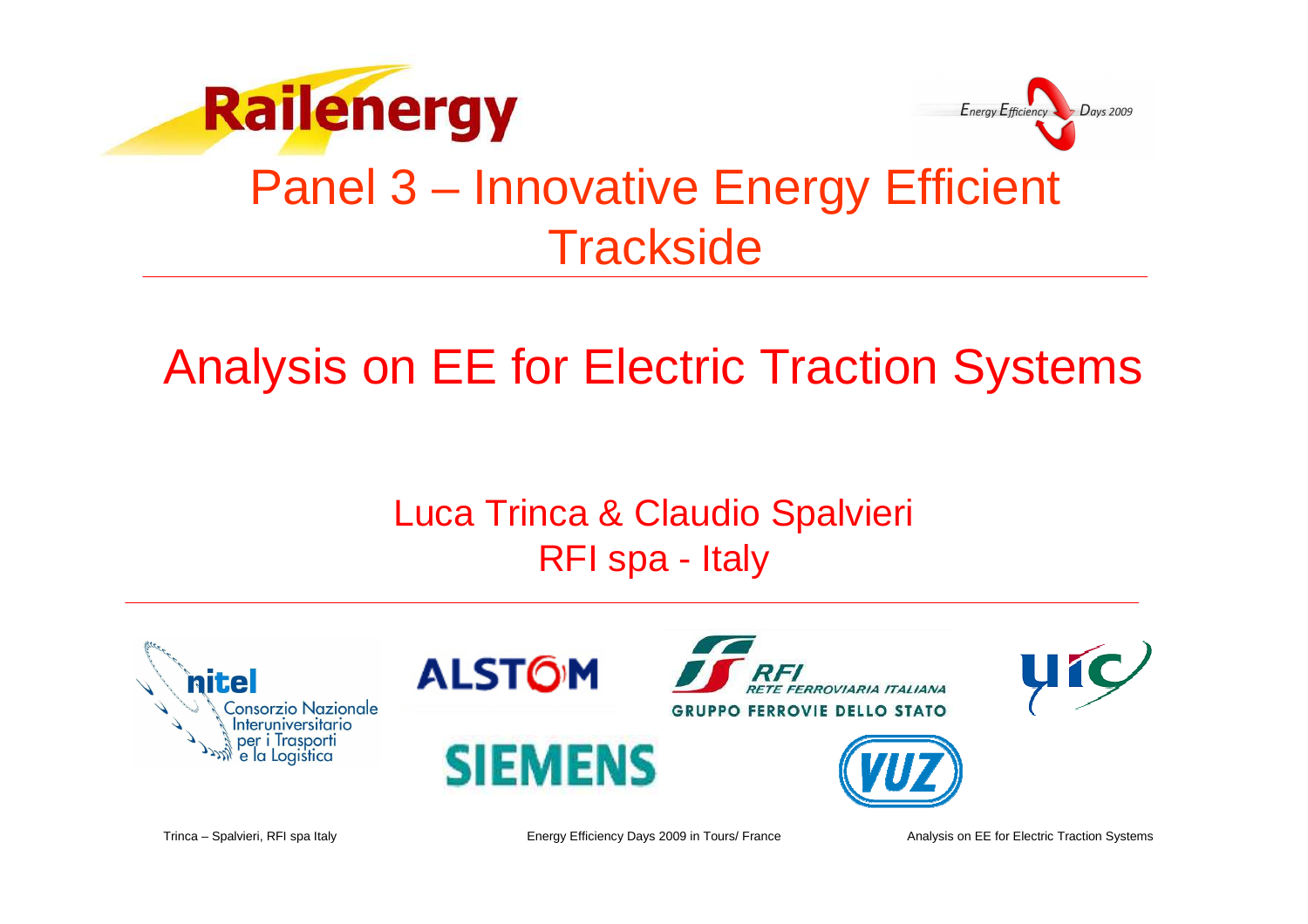# Panel 3 – Innovative Energy Efficient Trackside

## Analysis on EE for Electric Traction Systems

Luca Trinca & Claudio Spalvieri
RFI spa - Italy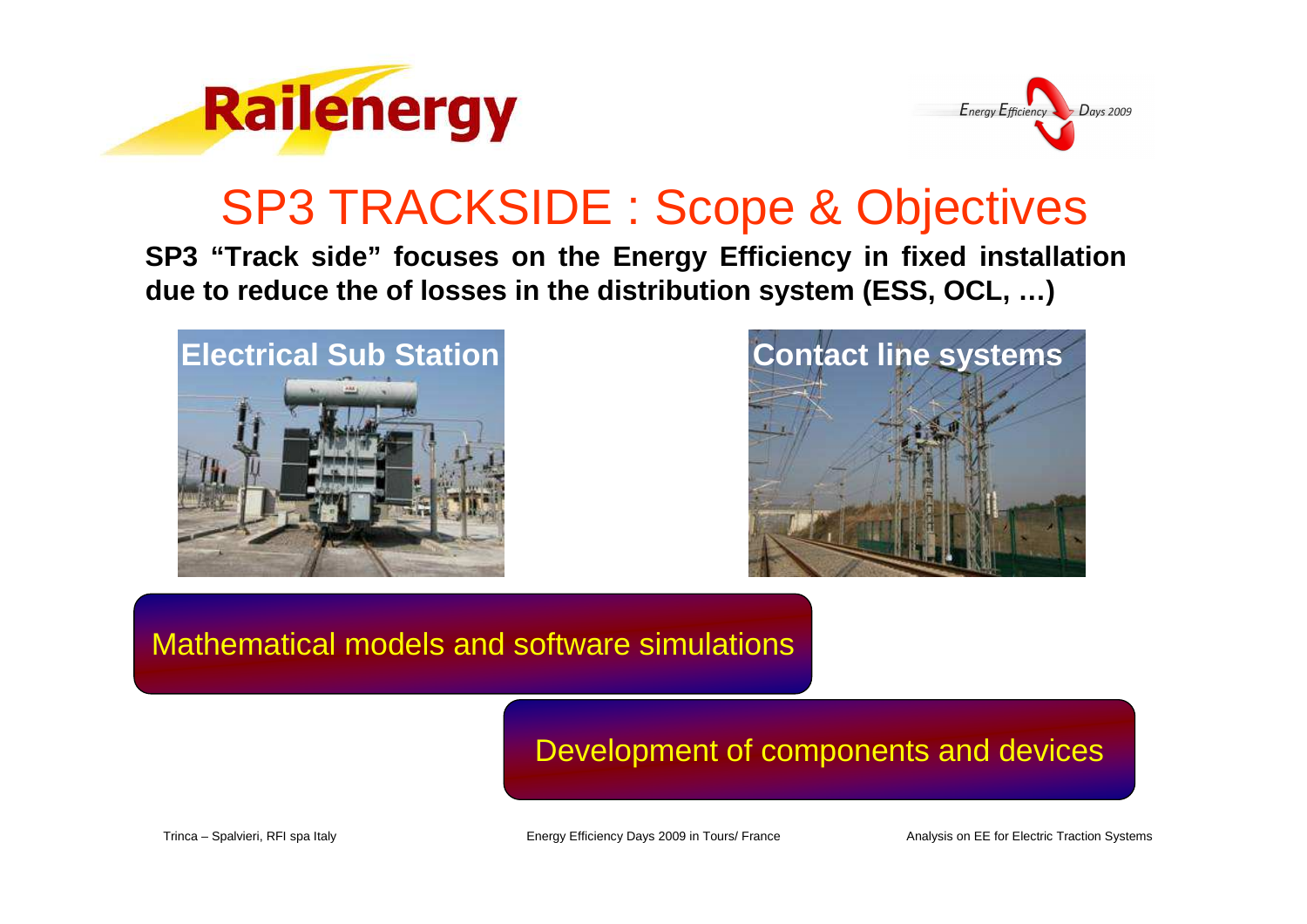# SP3 TRACKSIDE : Scope & Objectives

**SP3 "Track side" focuses on the Energy Efficiency in fixed installation due to reduce the of losses in the distribution system (ESS, OCL, …)**

**Electrical Sub Station**

**Contact line systems**

Mathematical models and software simulations

Development of components and devices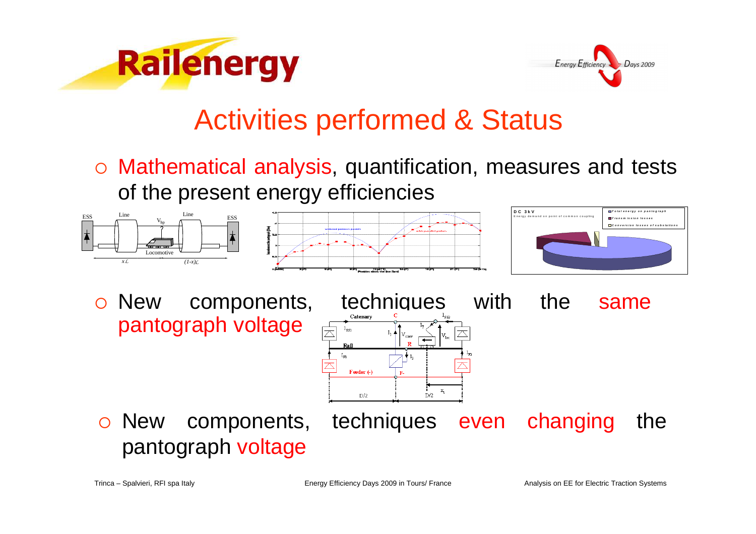# Activities performed & Status

- Mathematical analysis, quantification, measures and tests of the present energy efficiencies

- New components, techniques with the same pantograph voltage

- New components, techniques even changing the pantograph voltage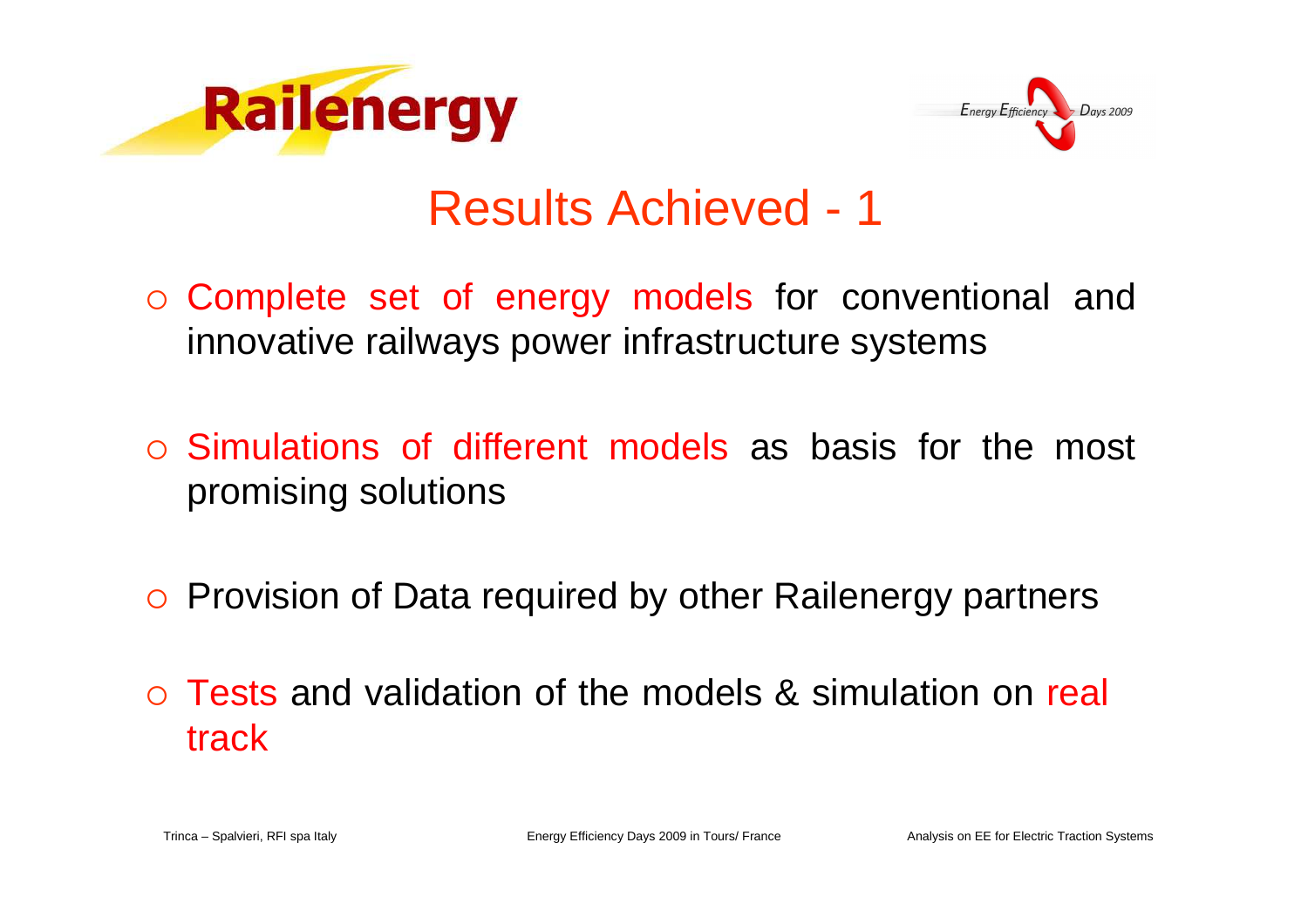# Results Achieved - 1

- Complete set of energy models for conventional and innovative railways power infrastructure systems
- Simulations of different models as basis for the most promising solutions
- Provision of Data required by other Railenergy partners
- Tests and validation of the models & simulation on real track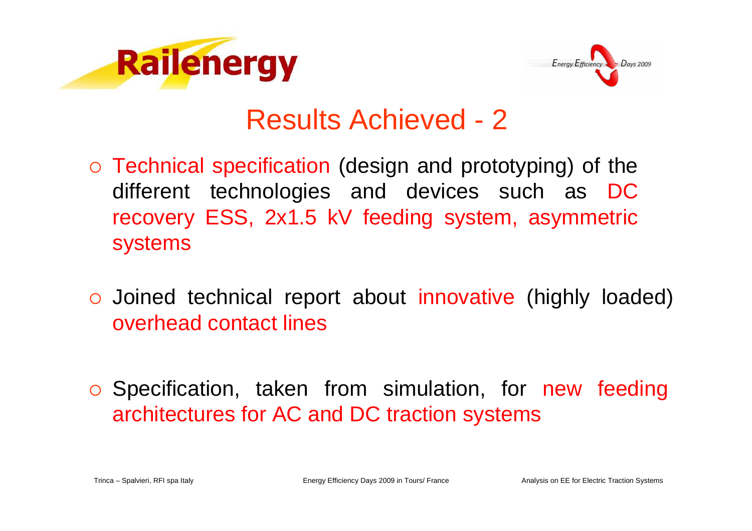# Results Achieved - 2

- Technical specification (design and prototyping) of the different technologies and devices such as DC recovery ESS, 2x1.5 kV feeding system, asymmetric systems

- Joined technical report about innovative (highly loaded) overhead contact lines

- Specification, taken from simulation, for new feeding architectures for AC and DC traction systems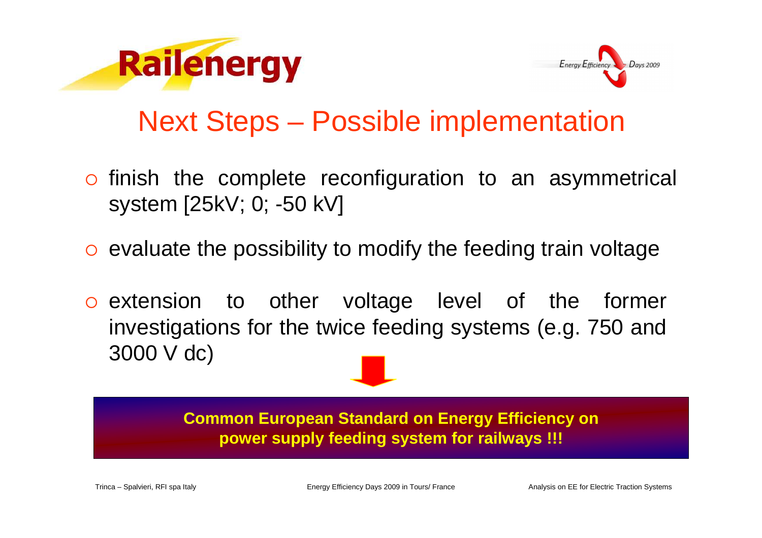# Next Steps – Possible implementation

- finish the complete reconfiguration to an asymmetrical system [25kV; 0; -50 kV]
- evaluate the possibility to modify the feeding train voltage
- extension to other voltage level of the former investigations for the twice feeding systems (e.g. 750 and 3000 V dc)

**Common European Standard on Energy Efficiency on power supply feeding system for railways !!!**